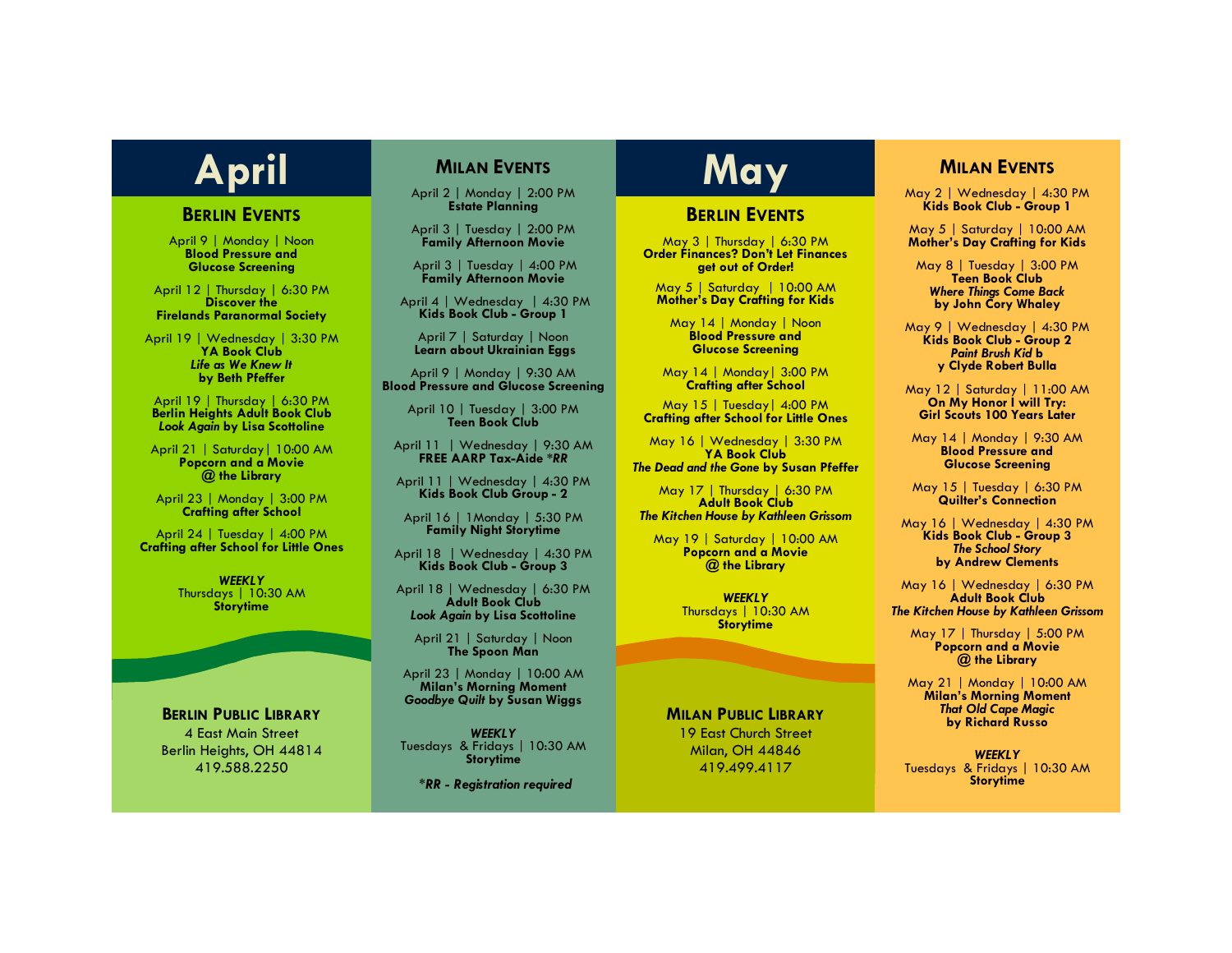# April

## Berlin Events

April 9 | Monday | Noon
**Blood Pressure and Glucose Screening**

April 12 | Thursday | 6:30 PM
**Discover the Firelands Paranormal Society**

April 19 | Wednesday | 3:30 PM
**YA Book Club**
***Life as We Knew It***
**by Beth Pfeffer**

April 19 | Thursday | 6:30 PM
**Berlin Heights Adult Book Club**
***Look Again* by Lisa Scottoline**

April 21 | Saturday| 10:00 AM
**Popcorn and a Movie @ the Library**

April 23 | Monday | 3:00 PM
**Crafting after School**

April 24 | Tuesday | 4:00 PM
**Crafting after School for Little Ones**

***WEEKLY***
Thursdays | 10:30 AM
**Storytime**

## Milan Events

April 2 | Monday | 2:00 PM
**Estate Planning**

April 3 | Tuesday | 2:00 PM
**Family Afternoon Movie**

April 3 | Tuesday | 4:00 PM
**Family Afternoon Movie**

April 4 | Wednesday | 4:30 PM
**Kids Book Club - Group 1**

April 7 | Saturday | Noon
**Learn about Ukrainian Eggs**

April 9 | Monday | 9:30 AM
**Blood Pressure and Glucose Screening**

April 10 | Tuesday | 3:00 PM
**Teen Book Club**

April 11 | Wednesday | 9:30 AM
**FREE AARP Tax-Aide *RR**

April 11 | Wednesday | 4:30 PM
**Kids Book Club Group - 2**

April 16 | 1Monday | 5:30 PM
**Family Night Storytime**

April 18 | Wednesday | 4:30 PM
**Kids Book Club - Group 3**

April 18 | Wednesday | 6:30 PM
**Adult Book Club**
***Look Again* by Lisa Scottoline**

April 21 | Saturday | Noon
**The Spoon Man**

April 23 | Monday | 10:00 AM
**Milan's Morning Moment**
***Goodbye Quilt* by Susan Wiggs**

***WEEKLY***
Tuesdays & Fridays | 10:30 AM
**Storytime**

****RR - Registration required***

# May

## Berlin Events

May 3 | Thursday | 6:30 PM
**Order Finances? Don't Let Finances get out of Order!**

May 5 | Saturday | 10:00 AM
**Mother's Day Crafting for Kids**

May 14 | Monday | Noon
**Blood Pressure and Glucose Screening**

May 14 | Monday| 3:00 PM
**Crafting after School**

May 15 | Tuesday| 4:00 PM
**Crafting after School for Little Ones**

May 16 | Wednesday | 3:30 PM
**YA Book Club**
***The Dead and the Gone* by Susan Pfeffer**

May 17 | Thursday | 6:30 PM
**Adult Book Club**
***The Kitchen House by Kathleen Grissom***

May 19 | Saturday | 10:00 AM
**Popcorn and a Movie @ the Library**

***WEEKLY***
Thursdays | 10:30 AM
**Storytime**

## Milan Events

May 2 | Wednesday | 4:30 PM
**Kids Book Club - Group 1**

May 5 | Saturday | 10:00 AM
**Mother's Day Crafting for Kids**

May 8 | Tuesday | 3:00 PM
**Teen Book Club**
***Where Things Come Back***
**by John Cory Whaley**

May 9 | Wednesday | 4:30 PM
**Kids Book Club - Group 2**
***Paint Brush Kid* b**
**y Clyde Robert Bulla**

May 12 | Saturday | 11:00 AM
**On My Honor I will Try: Girl Scouts 100 Years Later**

May 14 | Monday | 9:30 AM
**Blood Pressure and Glucose Screening**

May 15 | Tuesday | 6:30 PM
**Quilter's Connection**

May 16 | Wednesday | 4:30 PM
**Kids Book Club - Group 3**
***The School Story***
**by Andrew Clements**

May 16 | Wednesday | 6:30 PM
**Adult Book Club**
***The Kitchen House by Kathleen Grissom***

May 17 | Thursday | 5:00 PM
**Popcorn and a Movie @ the Library**

May 21 | Monday | 10:00 AM
**Milan's Morning Moment**
***That Old Cape Magic***
**by Richard Russo**

***WEEKLY***
Tuesdays & Fridays | 10:30 AM
**Storytime**

---

**Berlin Public Library**
4 East Main Street
Berlin Heights, OH 44814
419.588.2250

**Milan Public Library**
19 East Church Street
Milan, OH 44846
419.499.4117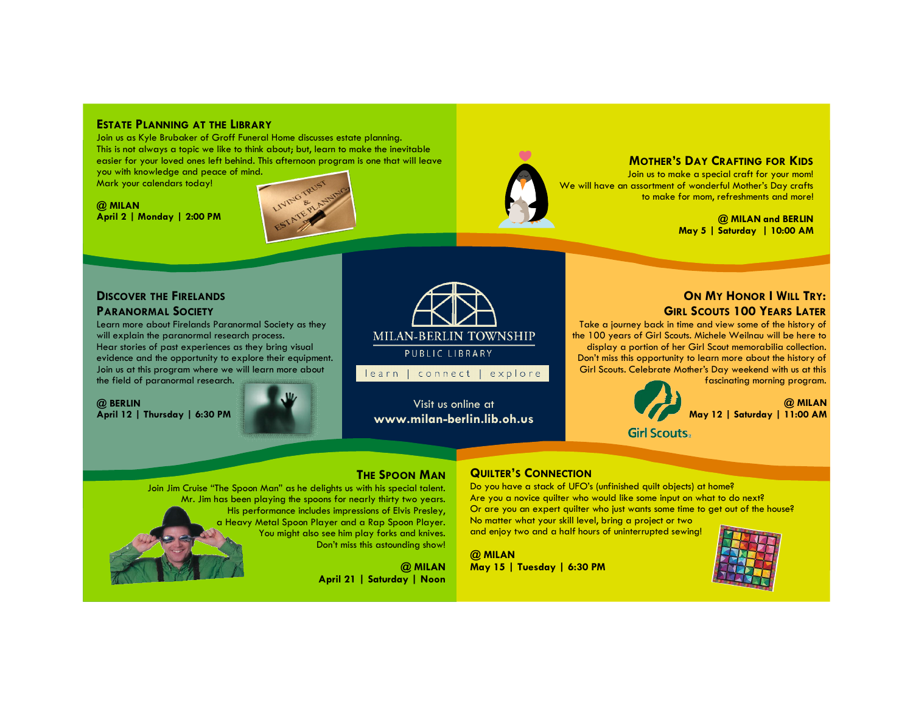## Estate Planning at the Library

Join us as Kyle Brubaker of Groff Funeral Home discusses estate planning.
This is not always a topic we like to think about; but, learn to make the inevitable easier for your loved ones left behind. This afternoon program is one that will leave you with knowledge and peace of mind.
Mark your calendars today!

**@ MILAN**
**April 2 | Monday | 2:00 PM**

## Mother's Day Crafting for Kids

Join us to make a special craft for your mom!
We will have an assortment of wonderful Mother's Day crafts to make for mom, refreshments and more!

**@ MILAN and BERLIN**
**May 5 | Saturday | 10:00 AM**

## Discover the Firelands Paranormal Society

Learn more about Firelands Paranormal Society as they will explain the paranormal research process.
Hear stories of past experiences as they bring visual evidence and the opportunity to explore their equipment.
Join us at this program where we will learn more about the field of paranormal research.

**@ BERLIN**
**April 12 | Thursday | 6:30 PM**

MILAN-BERLIN TOWNSHIP
PUBLIC LIBRARY

learn | connect | explore

Visit us online at
**www.milan-berlin.lib.oh.us**

## On My Honor I Will Try: Girl Scouts 100 Years Later

Take a journey back in time and view some of the history of the 100 years of Girl Scouts. Michele Weilnau will be here to display a portion of her Girl Scout memorabilia collection. Don't miss this opportunity to learn more about the history of Girl Scouts. Celebrate Mother's Day weekend with us at this fascinating morning program.

**@ MILAN**
**May 12 | Saturday | 11:00 AM**

Girl Scouts

## The Spoon Man

Join Jim Cruise "The Spoon Man" as he delights us with his special talent.
Mr. Jim has been playing the spoons for nearly thirty two years.
His performance includes impressions of Elvis Presley, a Heavy Metal Spoon Player and a Rap Spoon Player.
You might also see him play forks and knives.
Don't miss this astounding show!

**@ MILAN**
**April 21 | Saturday | Noon**

## Quilter's Connection

Do you have a stack of UFO's (unfinished quilt objects) at home?
Are you a novice quilter who would like some input on what to do next?
Or are you an expert quilter who just wants some time to get out of the house?
No matter what your skill level, bring a project or two and enjoy two and a half hours of uninterrupted sewing!

**@ MILAN**
**May 15 | Tuesday | 6:30 PM**